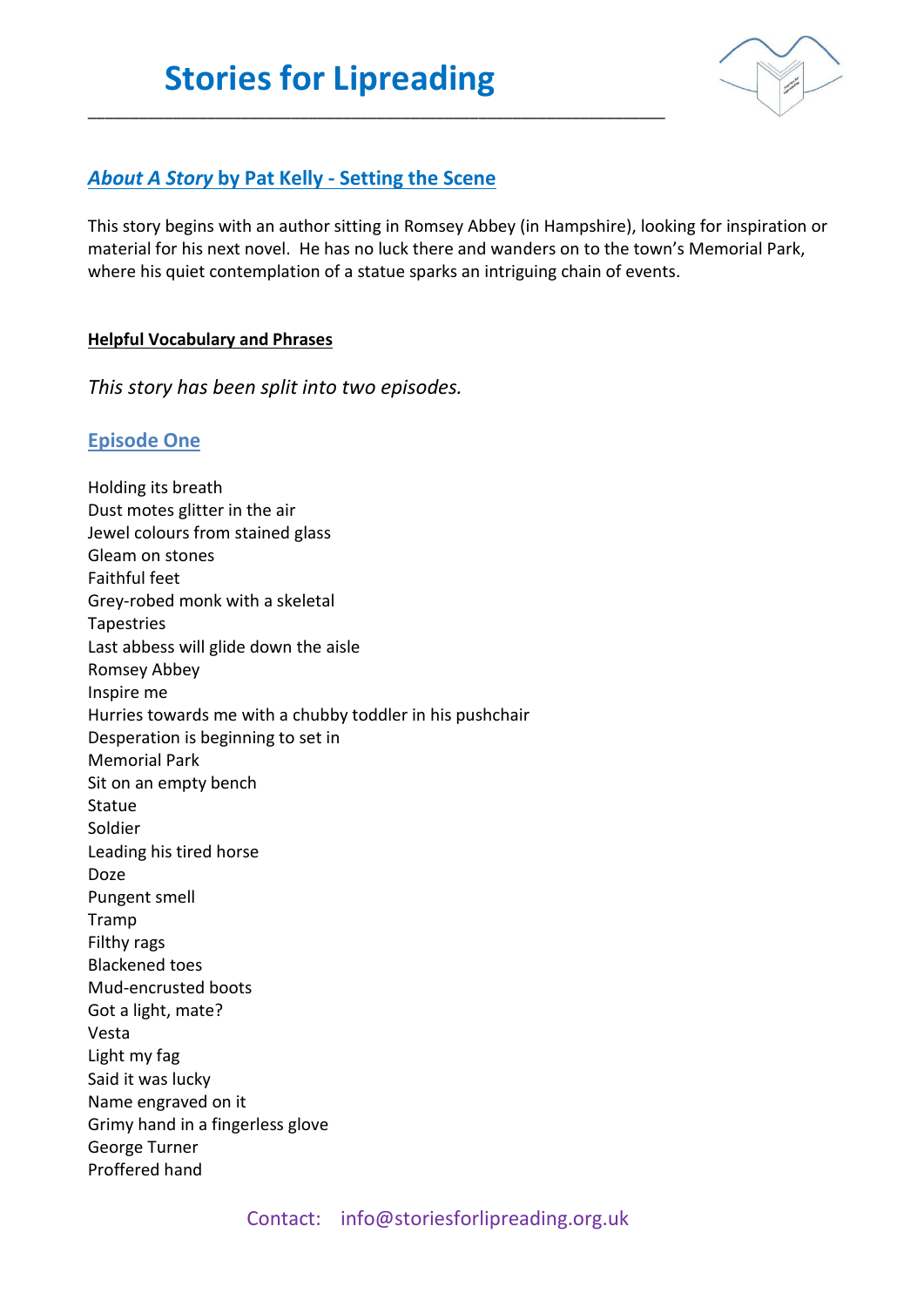# Stories for Lipreading

## *About A Story* by Pat Kelly - Setting the Scene

This story begins with an author sitting in Romsey Abbey (in Hampshire), looking for inspiration or material for his next novel. He has no luck there and wanders on to the town's Memorial Park, where his quiet contemplation of a statue sparks an intriguing chain of events.

**Helpful Vocabulary and Phrases**

*This story has been split into two episodes.*

### Episode One

Holding its breath
Dust motes glitter in the air
Jewel colours from stained glass
Gleam on stones
Faithful feet
Grey-robed monk with a skeletal
Tapestries
Last abbess will glide down the aisle
Romsey Abbey
Inspire me
Hurries towards me with a chubby toddler in his pushchair
Desperation is beginning to set in
Memorial Park
Sit on an empty bench
Statue
Soldier
Leading his tired horse
Doze
Pungent smell
Tramp
Filthy rags
Blackened toes
Mud-encrusted boots
Got a light, mate?
Vesta
Light my fag
Said it was lucky
Name engraved on it
Grimy hand in a fingerless glove
George Turner
Proffered hand

Contact: info@storiesforlipreading.org.uk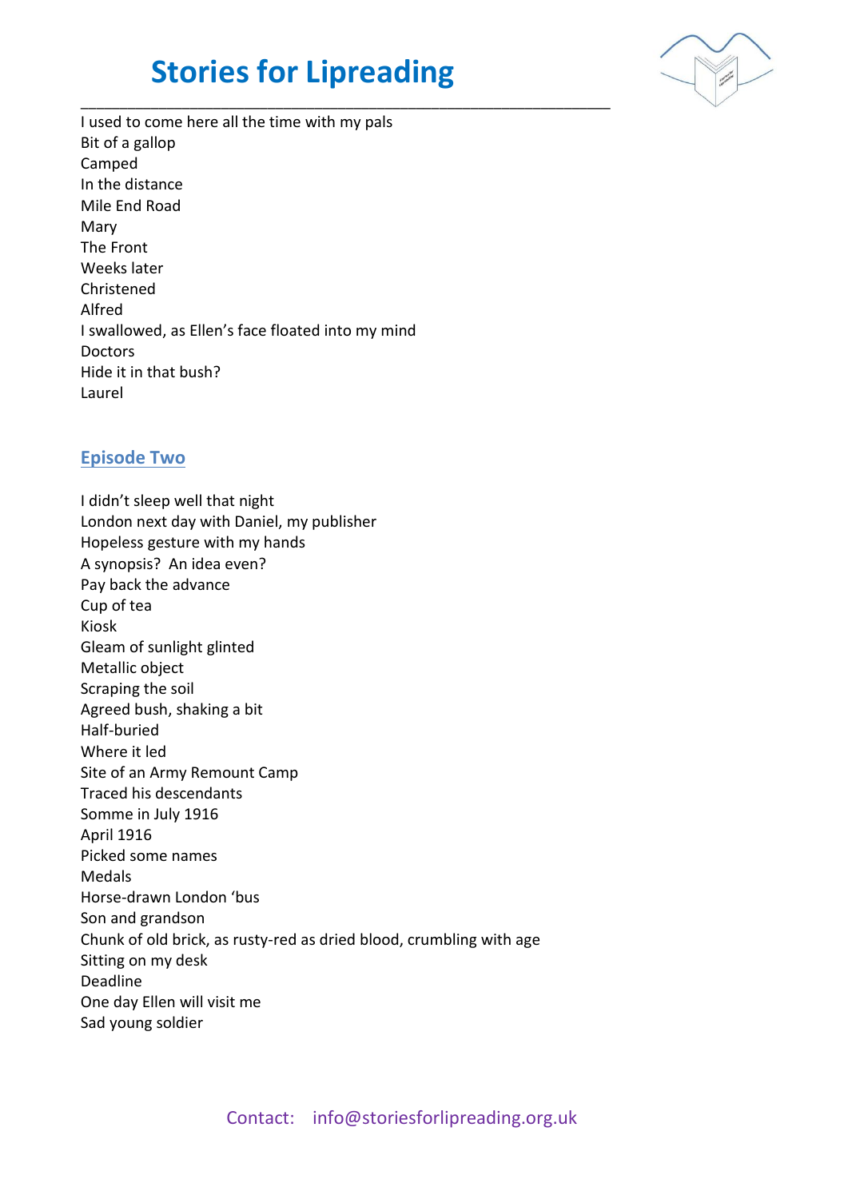I used to come here all the time with my pals
Bit of a gallop
Camped
In the distance
Mile End Road
Mary
The Front
Weeks later
Christened
Alfred
I swallowed, as Ellen's face floated into my mind
Doctors
Hide it in that bush?
Laurel

## Episode Two

I didn't sleep well that night
London next day with Daniel, my publisher
Hopeless gesture with my hands
A synopsis? An idea even?
Pay back the advance
Cup of tea
Kiosk
Gleam of sunlight glinted
Metallic object
Scraping the soil
Agreed bush, shaking a bit
Half-buried
Where it led
Site of an Army Remount Camp
Traced his descendants
Somme in July 1916
April 1916
Picked some names
Medals
Horse-drawn London 'bus
Son and grandson
Chunk of old brick, as rusty-red as dried blood, crumbling with age
Sitting on my desk
Deadline
One day Ellen will visit me
Sad young soldier